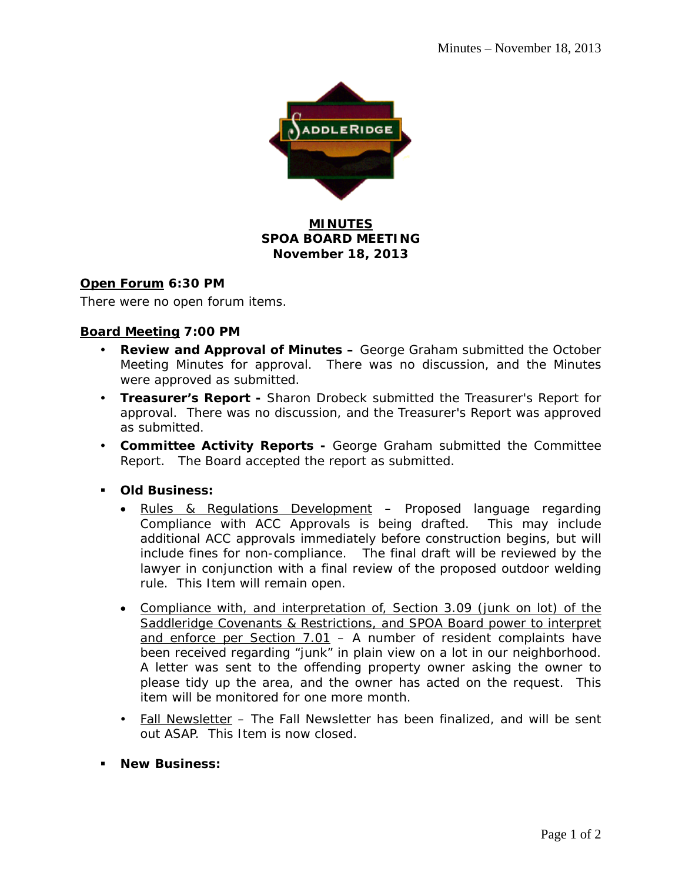**MINUTES**
**SPOA BOARD MEETING**
**November 18, 2013**

**Open Forum 6:30 PM**

There were no open forum items.

**Board Meeting 7:00 PM**

- **Review and Approval of Minutes –** George Graham submitted the October Meeting Minutes for approval. There was no discussion, and the Minutes were approved as submitted.
- **Treasurer's Report -** Sharon Drobeck submitted the Treasurer's Report for approval. There was no discussion, and the Treasurer's Report was approved as submitted.
- **Committee Activity Reports -** George Graham submitted the Committee Report. The Board accepted the report as submitted.
- **Old Business:**
  - Rules & Regulations Development – Proposed language regarding Compliance with ACC Approvals is being drafted. This may include additional ACC approvals immediately before construction begins, but will include fines for non-compliance. The final draft will be reviewed by the lawyer in conjunction with a final review of the proposed outdoor welding rule. This Item will remain open.
  - Compliance with, and interpretation of, Section 3.09 (junk on lot) of the Saddleridge Covenants & Restrictions, and SPOA Board power to interpret and enforce per Section 7.01 – A number of resident complaints have been received regarding "junk" in plain view on a lot in our neighborhood. A letter was sent to the offending property owner asking the owner to please tidy up the area, and the owner has acted on the request. This item will be monitored for one more month.
  - Fall Newsletter – The Fall Newsletter has been finalized, and will be sent out ASAP. This Item is now closed.
- **New Business:**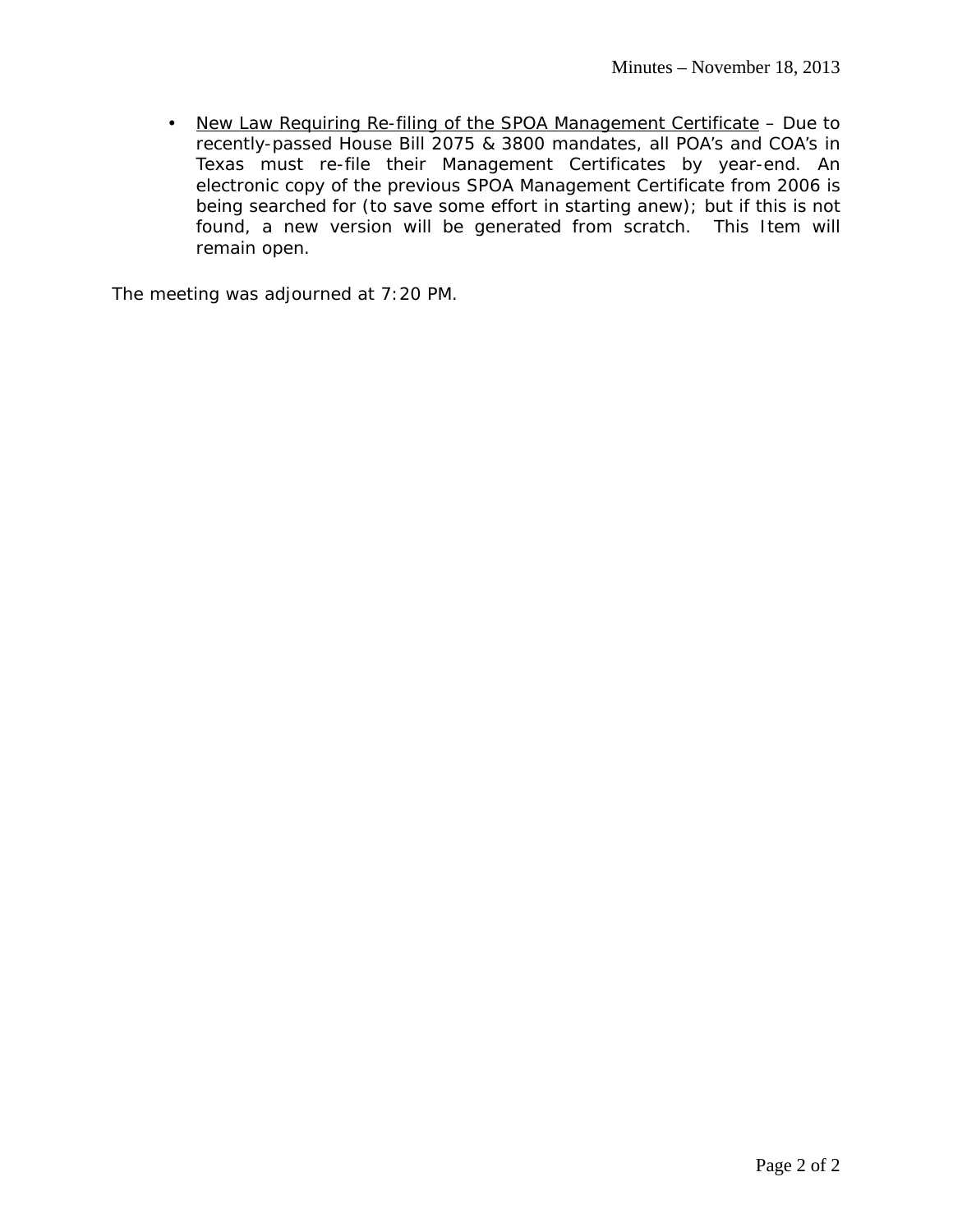- <u>New Law Requiring Re-filing of the SPOA Management Certificate</u> – Due to recently-passed House Bill 2075 & 3800 mandates, all POA's and COA's in Texas must re-file their Management Certificates by year-end. An electronic copy of the previous SPOA Management Certificate from 2006 is being searched for (to save some effort in starting anew); but if this is not found, a new version will be generated from scratch. This Item will remain open.

The meeting was adjourned at 7:20 PM.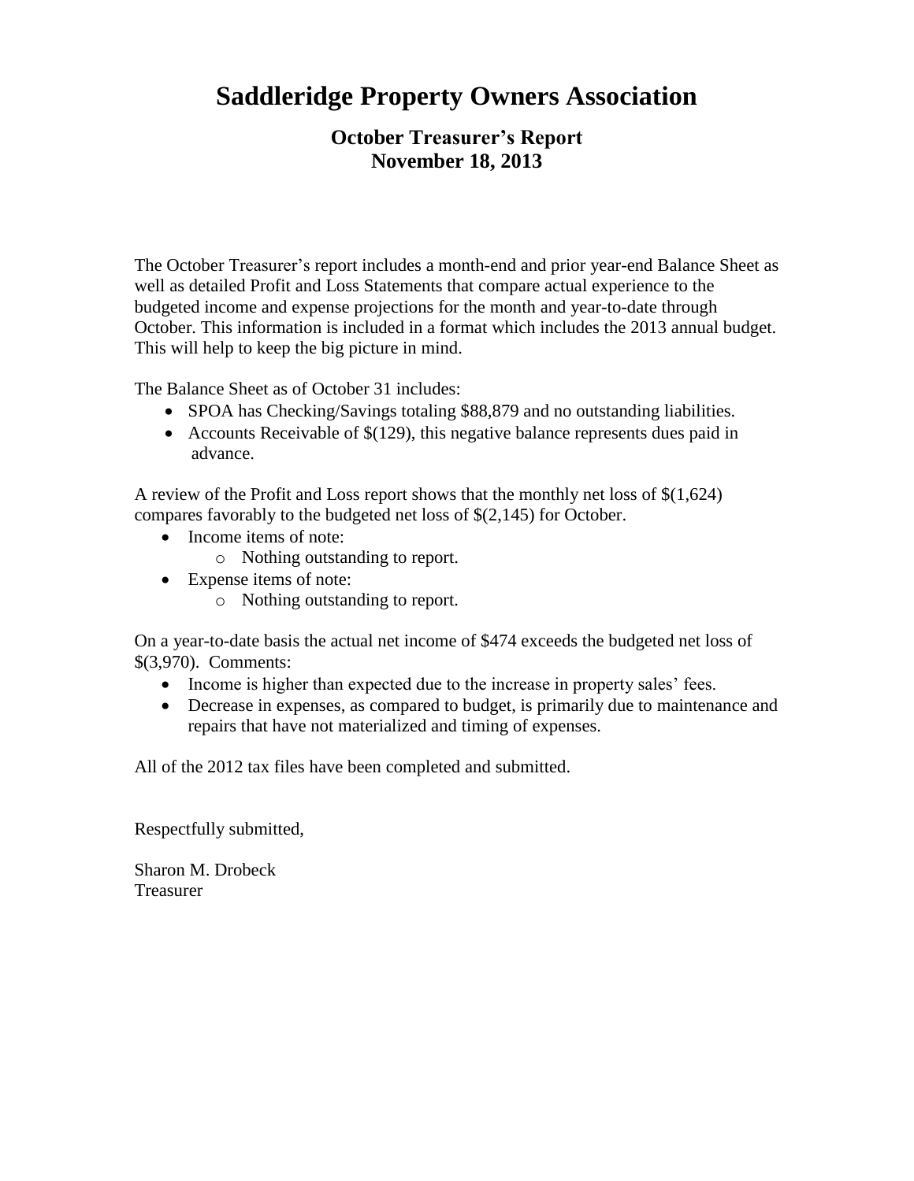# Saddleridge Property Owners Association

## October Treasurer's Report
## November 18, 2013

The October Treasurer's report includes a month-end and prior year-end Balance Sheet as well as detailed Profit and Loss Statements that compare actual experience to the budgeted income and expense projections for the month and year-to-date through October. This information is included in a format which includes the 2013 annual budget. This will help to keep the big picture in mind.

The Balance Sheet as of October 31 includes:

- SPOA has Checking/Savings totaling $88,879 and no outstanding liabilities.
- Accounts Receivable of $(129), this negative balance represents dues paid in advance.

A review of the Profit and Loss report shows that the monthly net loss of $(1,624) compares favorably to the budgeted net loss of $(2,145) for October.

- Income items of note:
  - Nothing outstanding to report.
- Expense items of note:
  - Nothing outstanding to report.

On a year-to-date basis the actual net income of $474 exceeds the budgeted net loss of $(3,970). Comments:

- Income is higher than expected due to the increase in property sales' fees.
- Decrease in expenses, as compared to budget, is primarily due to maintenance and repairs that have not materialized and timing of expenses.

All of the 2012 tax files have been completed and submitted.

Respectfully submitted,

Sharon M. Drobeck
Treasurer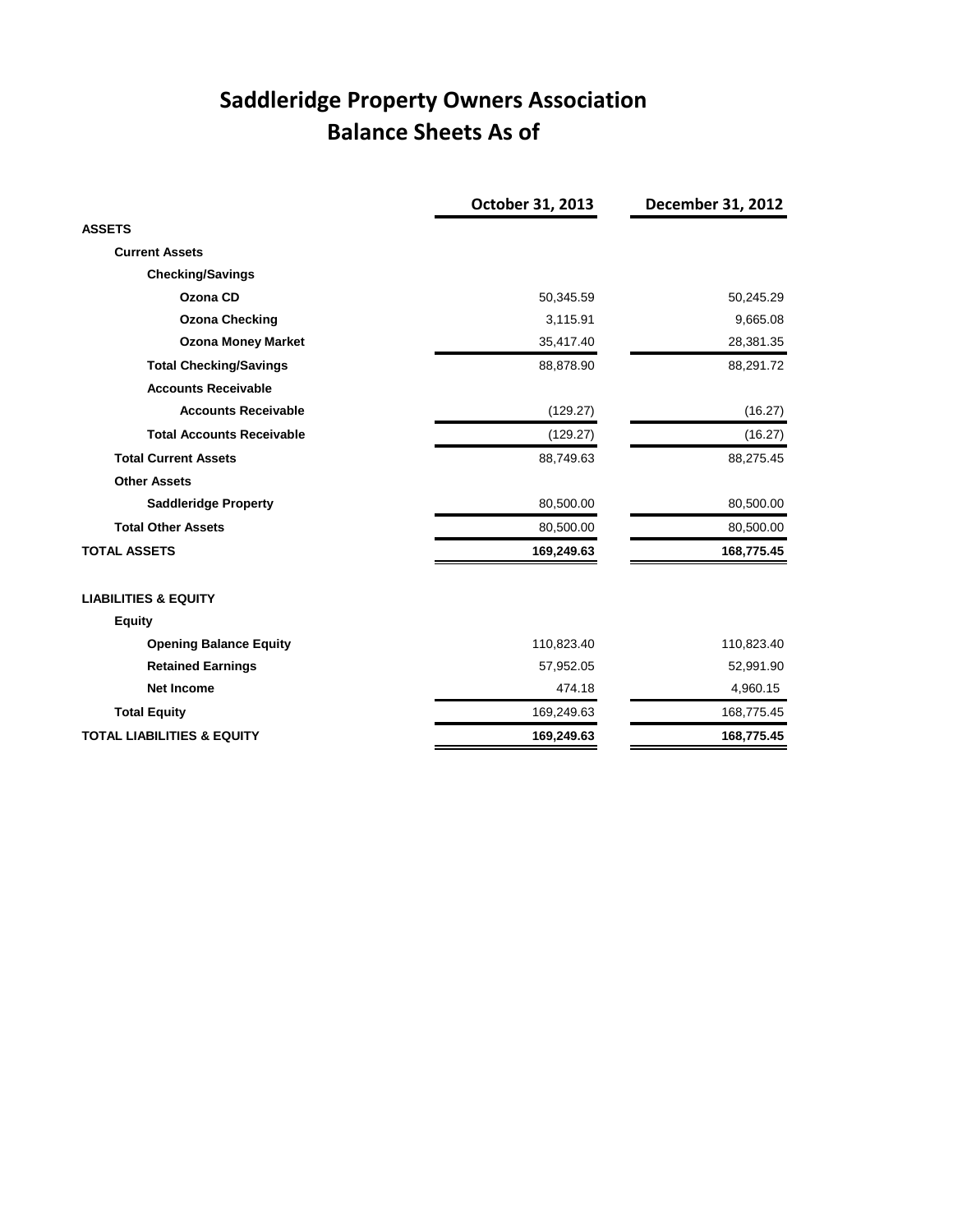# Saddleridge Property Owners Association
## Balance Sheets As of

| | October 31, 2013 | December 31, 2012 |
|---|---|---|
| **ASSETS** | | |
| **Current Assets** | | |
| **Checking/Savings** | | |
| **Ozona CD** | 50,345.59 | 50,245.29 |
| **Ozona Checking** | 3,115.91 | 9,665.08 |
| **Ozona Money Market** | 35,417.40 | 28,381.35 |
| **Total Checking/Savings** | 88,878.90 | 88,291.72 |
| **Accounts Receivable** | | |
| **Accounts Receivable** | (129.27) | (16.27) |
| **Total Accounts Receivable** | (129.27) | (16.27) |
| **Total Current Assets** | 88,749.63 | 88,275.45 |
| **Other Assets** | | |
| **Saddleridge Property** | 80,500.00 | 80,500.00 |
| **Total Other Assets** | 80,500.00 | 80,500.00 |
| **TOTAL ASSETS** | **169,249.63** | **168,775.45** |
| | | |
| **LIABILITIES & EQUITY** | | |
| **Equity** | | |
| **Opening Balance Equity** | 110,823.40 | 110,823.40 |
| **Retained Earnings** | 57,952.05 | 52,991.90 |
| **Net Income** | 474.18 | 4,960.15 |
| **Total Equity** | 169,249.63 | 168,775.45 |
| **TOTAL LIABILITIES & EQUITY** | **169,249.63** | **168,775.45** |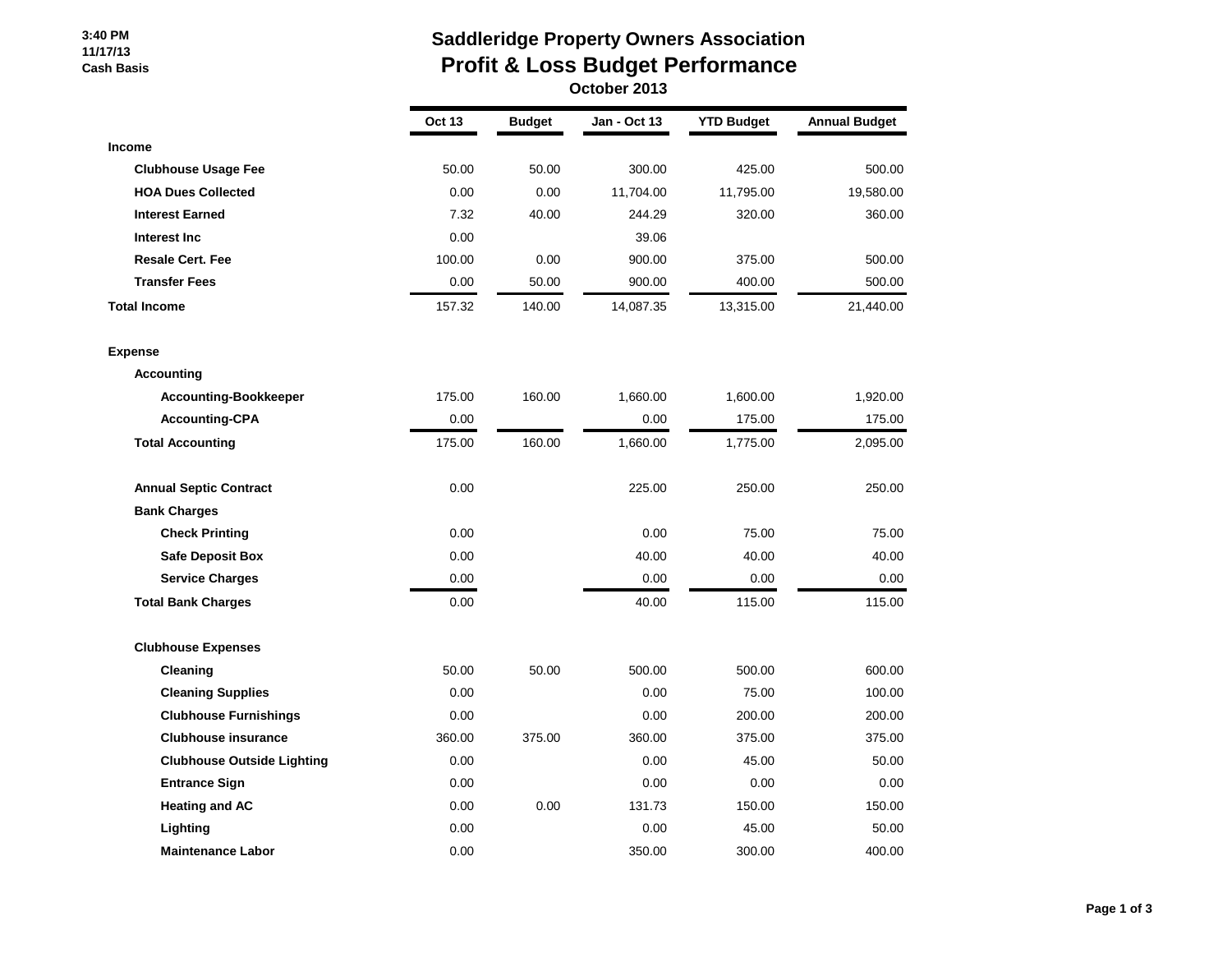# Saddleridge Property Owners Association

## Profit & Loss Budget Performance

### October 2013

3:40 PM
11/17/13
Cash Basis

| | Oct 13 | Budget | Jan - Oct 13 | YTD Budget | Annual Budget |
|---|---|---|---|---|---|
| **Income** | | | | | |
| **Clubhouse Usage Fee** | 50.00 | 50.00 | 300.00 | 425.00 | 500.00 |
| **HOA Dues Collected** | 0.00 | 0.00 | 11,704.00 | 11,795.00 | 19,580.00 |
| **Interest Earned** | 7.32 | 40.00 | 244.29 | 320.00 | 360.00 |
| **Interest Inc** | 0.00 | | 39.06 | | |
| **Resale Cert. Fee** | 100.00 | 0.00 | 900.00 | 375.00 | 500.00 |
| **Transfer Fees** | 0.00 | 50.00 | 900.00 | 400.00 | 500.00 |
| **Total Income** | 157.32 | 140.00 | 14,087.35 | 13,315.00 | 21,440.00 |
| **Expense** | | | | | |
| **Accounting** | | | | | |
| **Accounting-Bookkeeper** | 175.00 | 160.00 | 1,660.00 | 1,600.00 | 1,920.00 |
| **Accounting-CPA** | 0.00 | | 0.00 | 175.00 | 175.00 |
| **Total Accounting** | 175.00 | 160.00 | 1,660.00 | 1,775.00 | 2,095.00 |
| **Annual Septic Contract** | 0.00 | | 225.00 | 250.00 | 250.00 |
| **Bank Charges** | | | | | |
| **Check Printing** | 0.00 | | 0.00 | 75.00 | 75.00 |
| **Safe Deposit Box** | 0.00 | | 40.00 | 40.00 | 40.00 |
| **Service Charges** | 0.00 | | 0.00 | 0.00 | 0.00 |
| **Total Bank Charges** | 0.00 | | 40.00 | 115.00 | 115.00 |
| **Clubhouse Expenses** | | | | | |
| **Cleaning** | 50.00 | 50.00 | 500.00 | 500.00 | 600.00 |
| **Cleaning Supplies** | 0.00 | | 0.00 | 75.00 | 100.00 |
| **Clubhouse Furnishings** | 0.00 | | 0.00 | 200.00 | 200.00 |
| **Clubhouse insurance** | 360.00 | 375.00 | 360.00 | 375.00 | 375.00 |
| **Clubhouse Outside Lighting** | 0.00 | | 0.00 | 45.00 | 50.00 |
| **Entrance Sign** | 0.00 | | 0.00 | 0.00 | 0.00 |
| **Heating and AC** | 0.00 | 0.00 | 131.73 | 150.00 | 150.00 |
| **Lighting** | 0.00 | | 0.00 | 45.00 | 50.00 |
| **Maintenance Labor** | 0.00 | | 350.00 | 300.00 | 400.00 |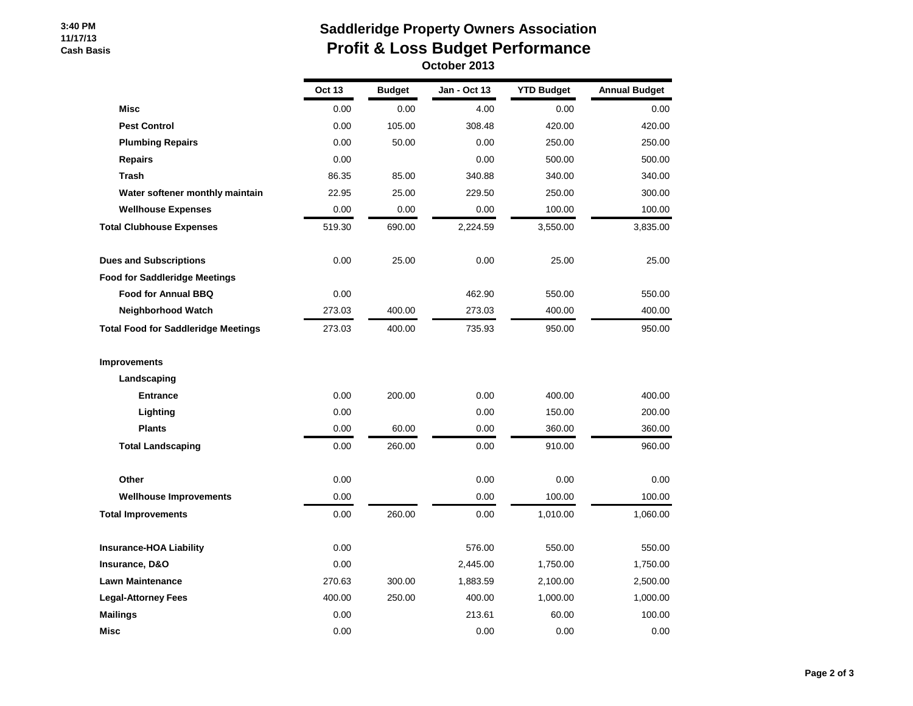# Saddleridge Property Owners Association
## Profit & Loss Budget Performance
### October 2013

3:40 PM
11/17/13
Cash Basis

| | Oct 13 | Budget | Jan - Oct 13 | YTD Budget | Annual Budget |
|---|---|---|---|---|---|
| **Misc** | 0.00 | 0.00 | 4.00 | 0.00 | 0.00 |
| **Pest Control** | 0.00 | 105.00 | 308.48 | 420.00 | 420.00 |
| **Plumbing Repairs** | 0.00 | 50.00 | 0.00 | 250.00 | 250.00 |
| **Repairs** | 0.00 | | 0.00 | 500.00 | 500.00 |
| **Trash** | 86.35 | 85.00 | 340.88 | 340.00 | 340.00 |
| **Water softener monthly maintain** | 22.95 | 25.00 | 229.50 | 250.00 | 300.00 |
| **Wellhouse Expenses** | 0.00 | 0.00 | 0.00 | 100.00 | 100.00 |
| **Total Clubhouse Expenses** | 519.30 | 690.00 | 2,224.59 | 3,550.00 | 3,835.00 |
| | | | | | |
| **Dues and Subscriptions** | 0.00 | 25.00 | 0.00 | 25.00 | 25.00 |
| **Food for Saddleridge Meetings** | | | | | |
| **Food for Annual BBQ** | 0.00 | | 462.90 | 550.00 | 550.00 |
| **Neighborhood Watch** | 273.03 | 400.00 | 273.03 | 400.00 | 400.00 |
| **Total Food for Saddleridge Meetings** | 273.03 | 400.00 | 735.93 | 950.00 | 950.00 |
| | | | | | |
| **Improvements** | | | | | |
| **Landscaping** | | | | | |
| **Entrance** | 0.00 | 200.00 | 0.00 | 400.00 | 400.00 |
| **Lighting** | 0.00 | | 0.00 | 150.00 | 200.00 |
| **Plants** | 0.00 | 60.00 | 0.00 | 360.00 | 360.00 |
| **Total Landscaping** | 0.00 | 260.00 | 0.00 | 910.00 | 960.00 |
| | | | | | |
| **Other** | 0.00 | | 0.00 | 0.00 | 0.00 |
| **Wellhouse Improvements** | 0.00 | | 0.00 | 100.00 | 100.00 |
| **Total Improvements** | 0.00 | 260.00 | 0.00 | 1,010.00 | 1,060.00 |
| | | | | | |
| **Insurance-HOA Liability** | 0.00 | | 576.00 | 550.00 | 550.00 |
| **Insurance, D&O** | 0.00 | | 2,445.00 | 1,750.00 | 1,750.00 |
| **Lawn Maintenance** | 270.63 | 300.00 | 1,883.59 | 2,100.00 | 2,500.00 |
| **Legal-Attorney Fees** | 400.00 | 250.00 | 400.00 | 1,000.00 | 1,000.00 |
| **Mailings** | 0.00 | | 213.61 | 60.00 | 100.00 |
| **Misc** | 0.00 | | 0.00 | 0.00 | 0.00 |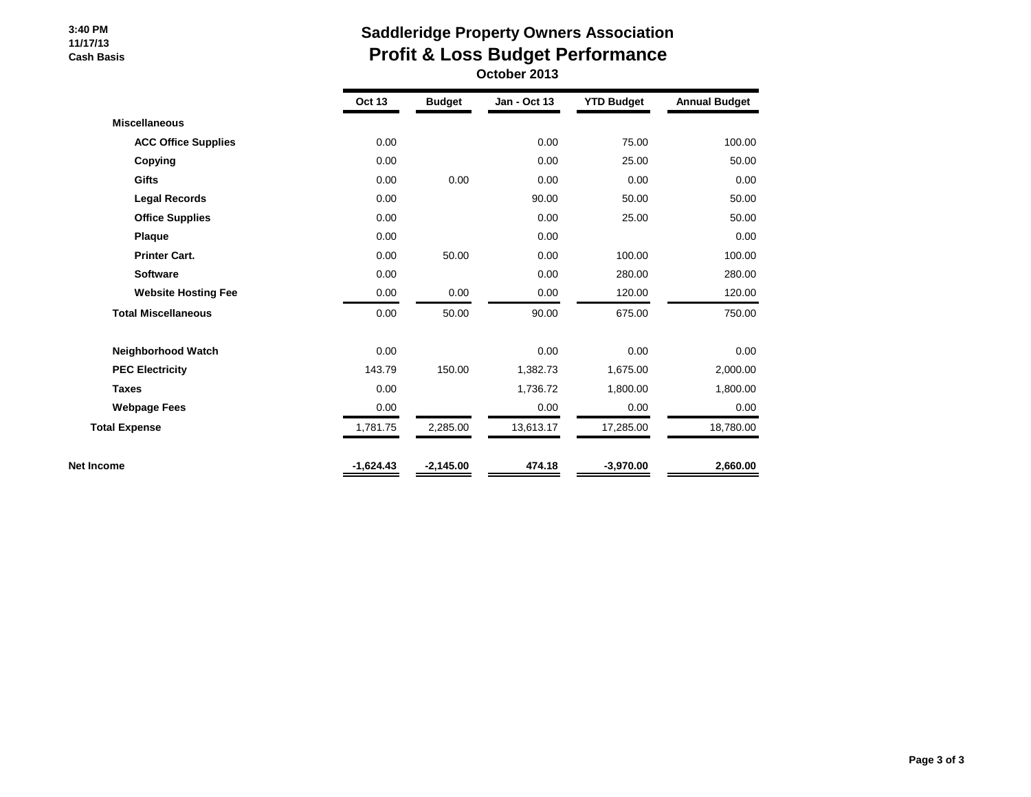3:40 PM
11/17/13
Cash Basis

# Saddleridge Property Owners Association
## Profit & Loss Budget Performance
### October 2013

| | Oct 13 | Budget | Jan - Oct 13 | YTD Budget | Annual Budget |
|---|---|---|---|---|---|
| **Miscellaneous** | | | | | |
| **ACC Office Supplies** | 0.00 | | 0.00 | 75.00 | 100.00 |
| **Copying** | 0.00 | | 0.00 | 25.00 | 50.00 |
| **Gifts** | 0.00 | 0.00 | 0.00 | 0.00 | 0.00 |
| **Legal Records** | 0.00 | | 90.00 | 50.00 | 50.00 |
| **Office Supplies** | 0.00 | | 0.00 | 25.00 | 50.00 |
| **Plaque** | 0.00 | | 0.00 | | 0.00 |
| **Printer Cart.** | 0.00 | 50.00 | 0.00 | 100.00 | 100.00 |
| **Software** | 0.00 | | 0.00 | 280.00 | 280.00 |
| **Website Hosting Fee** | 0.00 | 0.00 | 0.00 | 120.00 | 120.00 |
| **Total Miscellaneous** | 0.00 | 50.00 | 90.00 | 675.00 | 750.00 |
| **Neighborhood Watch** | 0.00 | | 0.00 | 0.00 | 0.00 |
| **PEC Electricity** | 143.79 | 150.00 | 1,382.73 | 1,675.00 | 2,000.00 |
| **Taxes** | 0.00 | | 1,736.72 | 1,800.00 | 1,800.00 |
| **Webpage Fees** | 0.00 | | 0.00 | 0.00 | 0.00 |
| **Total Expense** | 1,781.75 | 2,285.00 | 13,613.17 | 17,285.00 | 18,780.00 |
| **Net Income** | **-1,624.43** | **-2,145.00** | **474.18** | **-3,970.00** | **2,660.00** |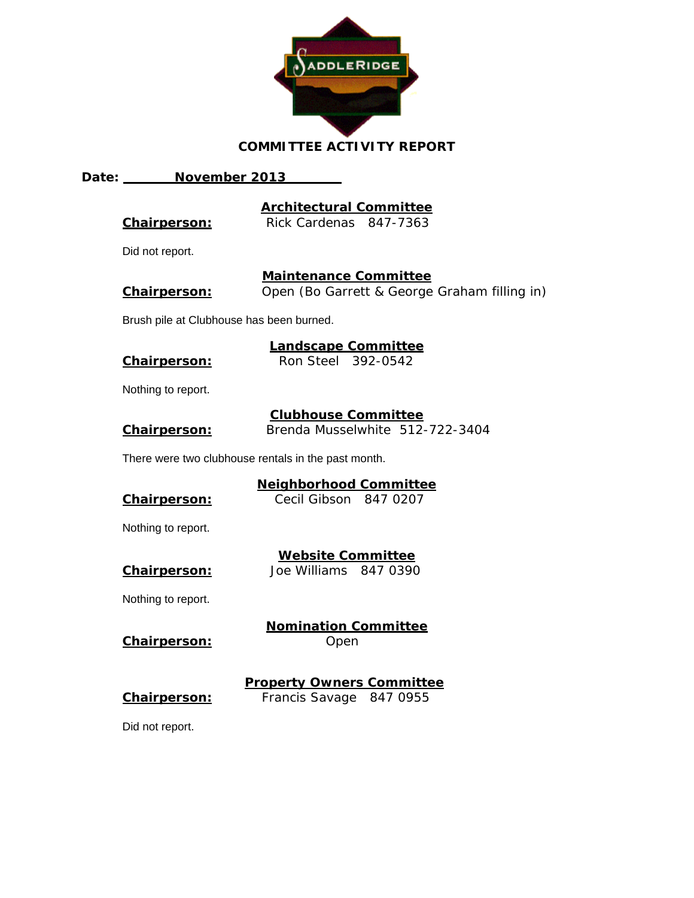SADDLERIDGE

# COMMITTEE ACTIVITY REPORT

**Date:** **November 2013**

## Architectural Committee

**Chairperson:** Rick Cardenas 847-7363

Did not report.

## Maintenance Committee

**Chairperson:** Open (Bo Garrett & George Graham filling in)

Brush pile at Clubhouse has been burned.

## Landscape Committee

**Chairperson:** Ron Steel 392-0542

Nothing to report.

## Clubhouse Committee

**Chairperson:** Brenda Musselwhite 512-722-3404

There were two clubhouse rentals in the past month.

## Neighborhood Committee

**Chairperson:** Cecil Gibson 847 0207

Nothing to report.

## Website Committee

**Chairperson:** Joe Williams 847 0390

Nothing to report.

## Nomination Committee

**Chairperson:** Open

## Property Owners Committee

**Chairperson:** Francis Savage 847 0955

Did not report.